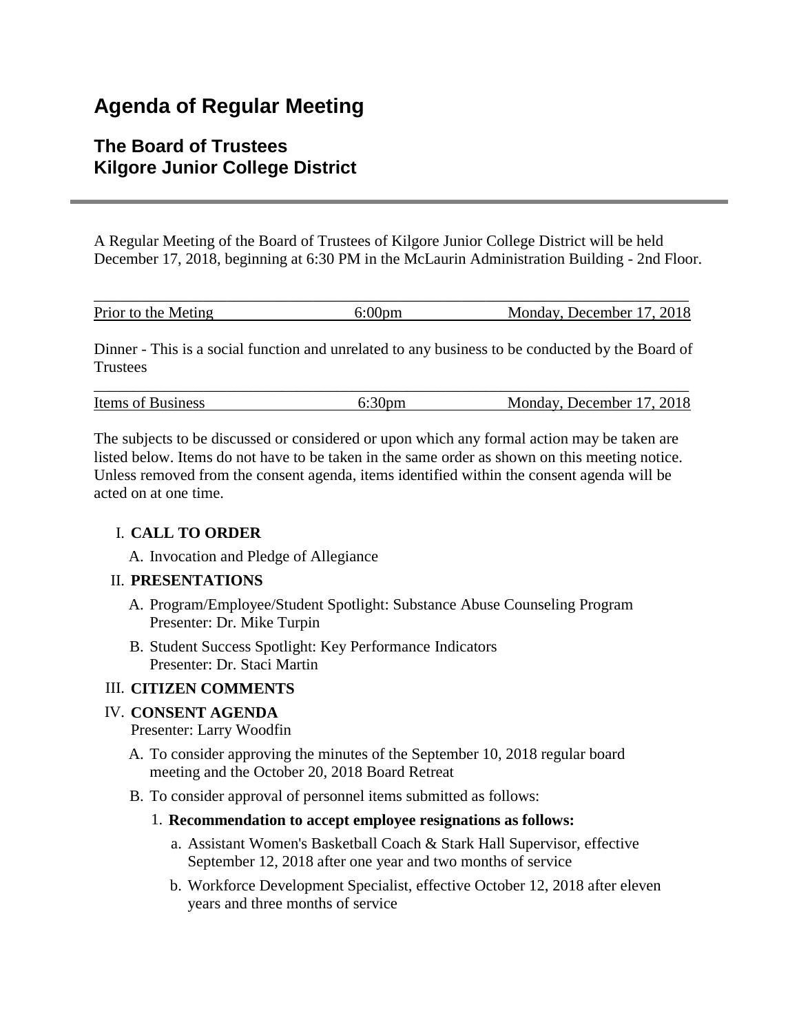# Agenda of Regular Meeting

## The Board of Trustees
## Kilgore Junior College District

A Regular Meeting of the Board of Trustees of Kilgore Junior College District will be held December 17, 2018, beginning at 6:30 PM in the McLaurin Administration Building - 2nd Floor.

| Prior to the Meting | 6:00pm | Monday, December 17, 2018 |
|---|---|---|

Dinner - This is a social function and unrelated to any business to be conducted by the Board of Trustees

| Items of Business | 6:30pm | Monday, December 17, 2018 |
|---|---|---|

The subjects to be discussed or considered or upon which any formal action may be taken are listed below. Items do not have to be taken in the same order as shown on this meeting notice. Unless removed from the consent agenda, items identified within the consent agenda will be acted on at one time.

I. **CALL TO ORDER**
   - A. Invocation and Pledge of Allegiance

II. **PRESENTATIONS**
   - A. Program/Employee/Student Spotlight: Substance Abuse Counseling Program
     Presenter: Dr. Mike Turpin
   - B. Student Success Spotlight: Key Performance Indicators
     Presenter: Dr. Staci Martin

III. **CITIZEN COMMENTS**

IV. **CONSENT AGENDA**
   Presenter: Larry Woodfin
   - A. To consider approving the minutes of the September 10, 2018 regular board meeting and the October 20, 2018 Board Retreat
   - B. To consider approval of personnel items submitted as follows:
     1. **Recommendation to accept employee resignations as follows:**
        - a. Assistant Women's Basketball Coach & Stark Hall Supervisor, effective September 12, 2018 after one year and two months of service
        - b. Workforce Development Specialist, effective October 12, 2018 after eleven years and three months of service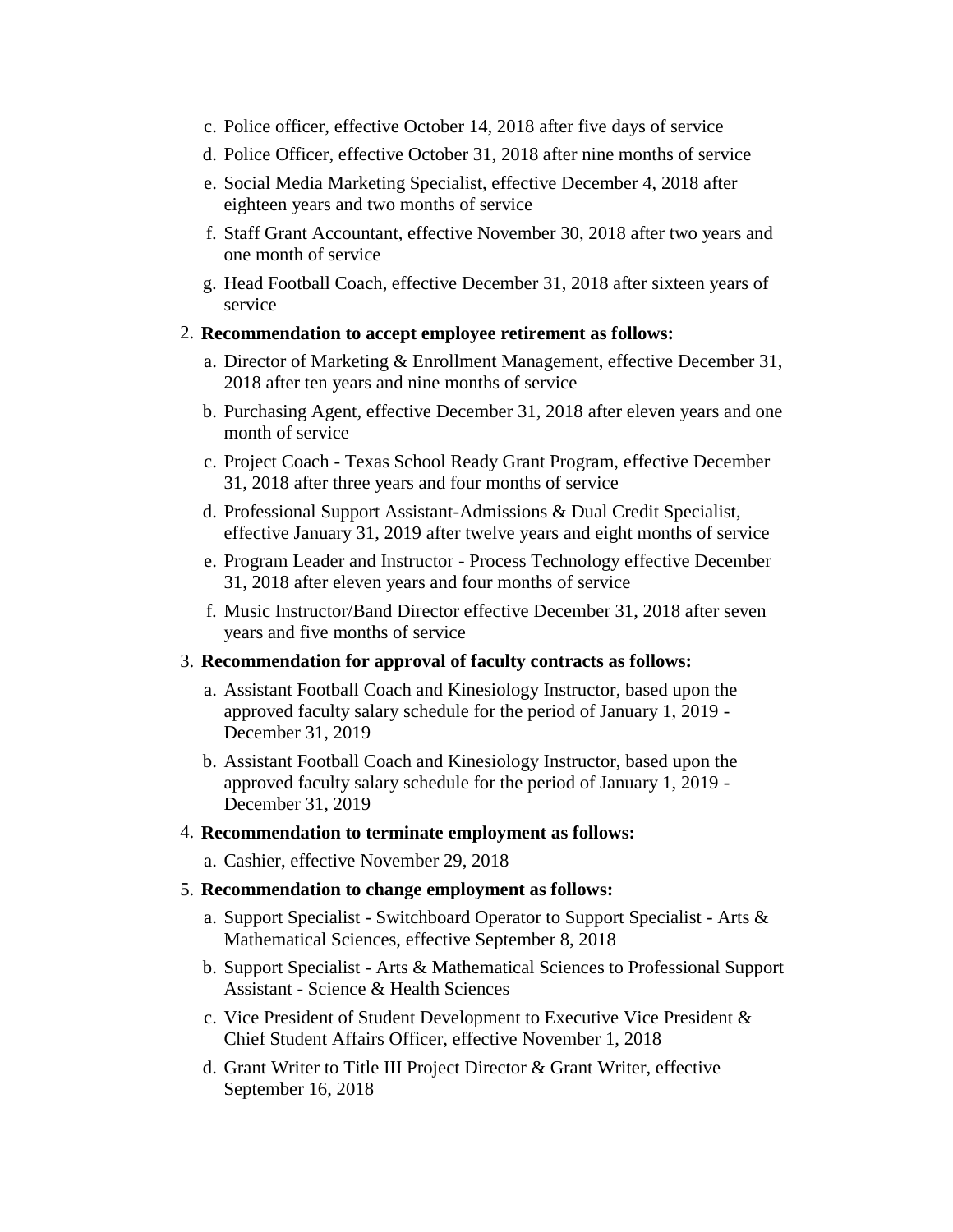c. Police officer, effective October 14, 2018 after five days of service
d. Police Officer, effective October 31, 2018 after nine months of service
e. Social Media Marketing Specialist, effective December 4, 2018 after eighteen years and two months of service
f. Staff Grant Accountant, effective November 30, 2018 after two years and one month of service
g. Head Football Coach, effective December 31, 2018 after sixteen years of service

2. **Recommendation to accept employee retirement as follows:**
   a. Director of Marketing & Enrollment Management, effective December 31, 2018 after ten years and nine months of service
   b. Purchasing Agent, effective December 31, 2018 after eleven years and one month of service
   c. Project Coach - Texas School Ready Grant Program, effective December 31, 2018 after three years and four months of service
   d. Professional Support Assistant-Admissions & Dual Credit Specialist, effective January 31, 2019 after twelve years and eight months of service
   e. Program Leader and Instructor - Process Technology effective December 31, 2018 after eleven years and four months of service
   f. Music Instructor/Band Director effective December 31, 2018 after seven years and five months of service

3. **Recommendation for approval of faculty contracts as follows:**
   a. Assistant Football Coach and Kinesiology Instructor, based upon the approved faculty salary schedule for the period of January 1, 2019 - December 31, 2019
   b. Assistant Football Coach and Kinesiology Instructor, based upon the approved faculty salary schedule for the period of January 1, 2019 - December 31, 2019

4. **Recommendation to terminate employment as follows:**
   a. Cashier, effective November 29, 2018

5. **Recommendation to change employment as follows:**
   a. Support Specialist - Switchboard Operator to Support Specialist - Arts & Mathematical Sciences, effective September 8, 2018
   b. Support Specialist - Arts & Mathematical Sciences to Professional Support Assistant - Science & Health Sciences
   c. Vice President of Student Development to Executive Vice President & Chief Student Affairs Officer, effective November 1, 2018
   d. Grant Writer to Title III Project Director & Grant Writer, effective September 16, 2018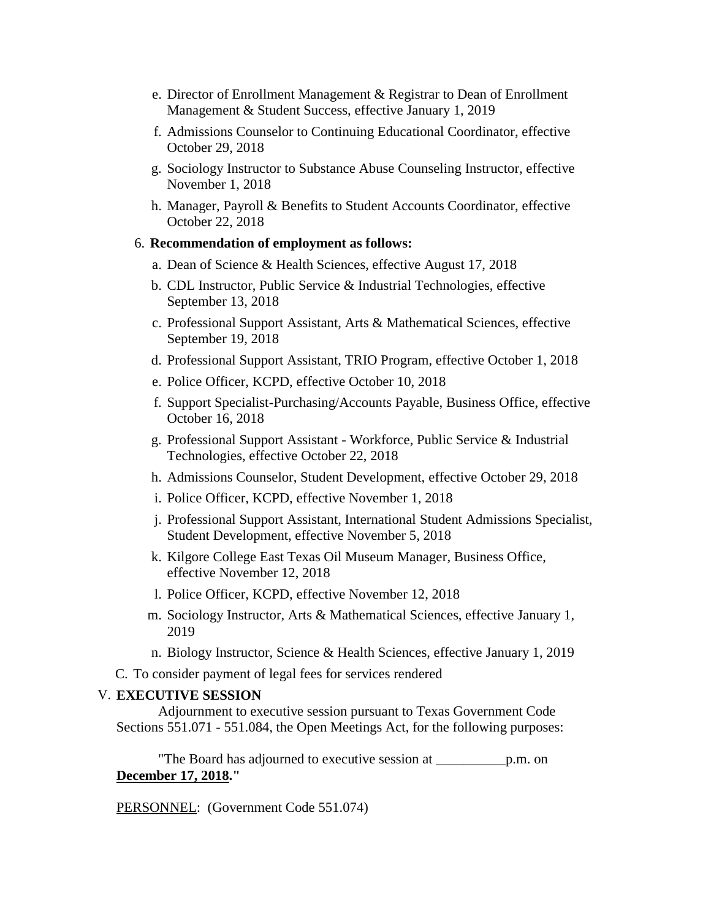e. Director of Enrollment Management & Registrar to Dean of Enrollment Management & Student Success, effective January 1, 2019

   f. Admissions Counselor to Continuing Educational Coordinator, effective October 29, 2018

   g. Sociology Instructor to Substance Abuse Counseling Instructor, effective November 1, 2018

   h. Manager, Payroll & Benefits to Student Accounts Coordinator, effective October 22, 2018

6. **Recommendation of employment as follows:**

   a. Dean of Science & Health Sciences, effective August 17, 2018

   b. CDL Instructor, Public Service & Industrial Technologies, effective September 13, 2018

   c. Professional Support Assistant, Arts & Mathematical Sciences, effective September 19, 2018

   d. Professional Support Assistant, TRIO Program, effective October 1, 2018

   e. Police Officer, KCPD, effective October 10, 2018

   f. Support Specialist-Purchasing/Accounts Payable, Business Office, effective October 16, 2018

   g. Professional Support Assistant - Workforce, Public Service & Industrial Technologies, effective October 22, 2018

   h. Admissions Counselor, Student Development, effective October 29, 2018

   i. Police Officer, KCPD, effective November 1, 2018

   j. Professional Support Assistant, International Student Admissions Specialist, Student Development, effective November 5, 2018

   k. Kilgore College East Texas Oil Museum Manager, Business Office, effective November 12, 2018

   l. Police Officer, KCPD, effective November 12, 2018

   m. Sociology Instructor, Arts & Mathematical Sciences, effective January 1, 2019

   n. Biology Instructor, Science & Health Sciences, effective January 1, 2019

C. To consider payment of legal fees for services rendered

V. **EXECUTIVE SESSION**

Adjournment to executive session pursuant to Texas Government Code Sections 551.071 - 551.084, the Open Meetings Act, for the following purposes:

"The Board has adjourned to executive session at __________p.m. on **December 17, 2018."**

PERSONNEL: (Government Code 551.074)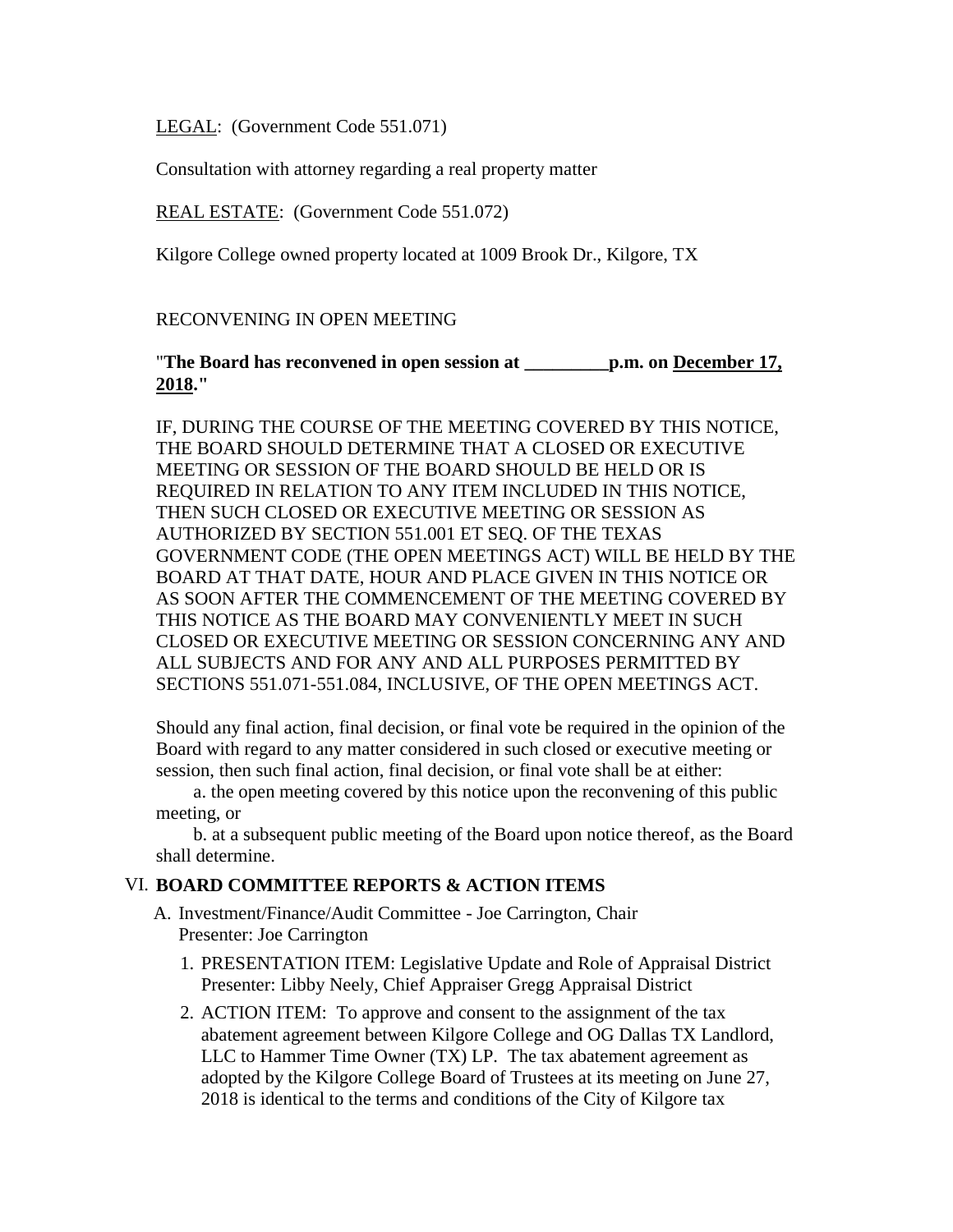<u>LEGAL</u>: (Government Code 551.071)

Consultation with attorney regarding a real property matter

<u>REAL ESTATE</u>: (Government Code 551.072)

Kilgore College owned property located at 1009 Brook Dr., Kilgore, TX

RECONVENING IN OPEN MEETING

"**The Board has reconvened in open session at _________p.m. on <u>December 17, 2018</u>.**"

IF, DURING THE COURSE OF THE MEETING COVERED BY THIS NOTICE, THE BOARD SHOULD DETERMINE THAT A CLOSED OR EXECUTIVE MEETING OR SESSION OF THE BOARD SHOULD BE HELD OR IS REQUIRED IN RELATION TO ANY ITEM INCLUDED IN THIS NOTICE, THEN SUCH CLOSED OR EXECUTIVE MEETING OR SESSION AS AUTHORIZED BY SECTION 551.001 ET SEQ. OF THE TEXAS GOVERNMENT CODE (THE OPEN MEETINGS ACT) WILL BE HELD BY THE BOARD AT THAT DATE, HOUR AND PLACE GIVEN IN THIS NOTICE OR AS SOON AFTER THE COMMENCEMENT OF THE MEETING COVERED BY THIS NOTICE AS THE BOARD MAY CONVENIENTLY MEET IN SUCH CLOSED OR EXECUTIVE MEETING OR SESSION CONCERNING ANY AND ALL SUBJECTS AND FOR ANY AND ALL PURPOSES PERMITTED BY SECTIONS 551.071-551.084, INCLUSIVE, OF THE OPEN MEETINGS ACT.

Should any final action, final decision, or final vote be required in the opinion of the Board with regard to any matter considered in such closed or executive meeting or session, then such final action, final decision, or final vote shall be at either:

a. the open meeting covered by this notice upon the reconvening of this public meeting, or

b. at a subsequent public meeting of the Board upon notice thereof, as the Board shall determine.

## VI. BOARD COMMITTEE REPORTS & ACTION ITEMS

A. Investment/Finance/Audit Committee - Joe Carrington, Chair
   Presenter: Joe Carrington

1. PRESENTATION ITEM: Legislative Update and Role of Appraisal District
   Presenter: Libby Neely, Chief Appraiser Gregg Appraisal District

2. ACTION ITEM: To approve and consent to the assignment of the tax abatement agreement between Kilgore College and OG Dallas TX Landlord, LLC to Hammer Time Owner (TX) LP. The tax abatement agreement as adopted by the Kilgore College Board of Trustees at its meeting on June 27, 2018 is identical to the terms and conditions of the City of Kilgore tax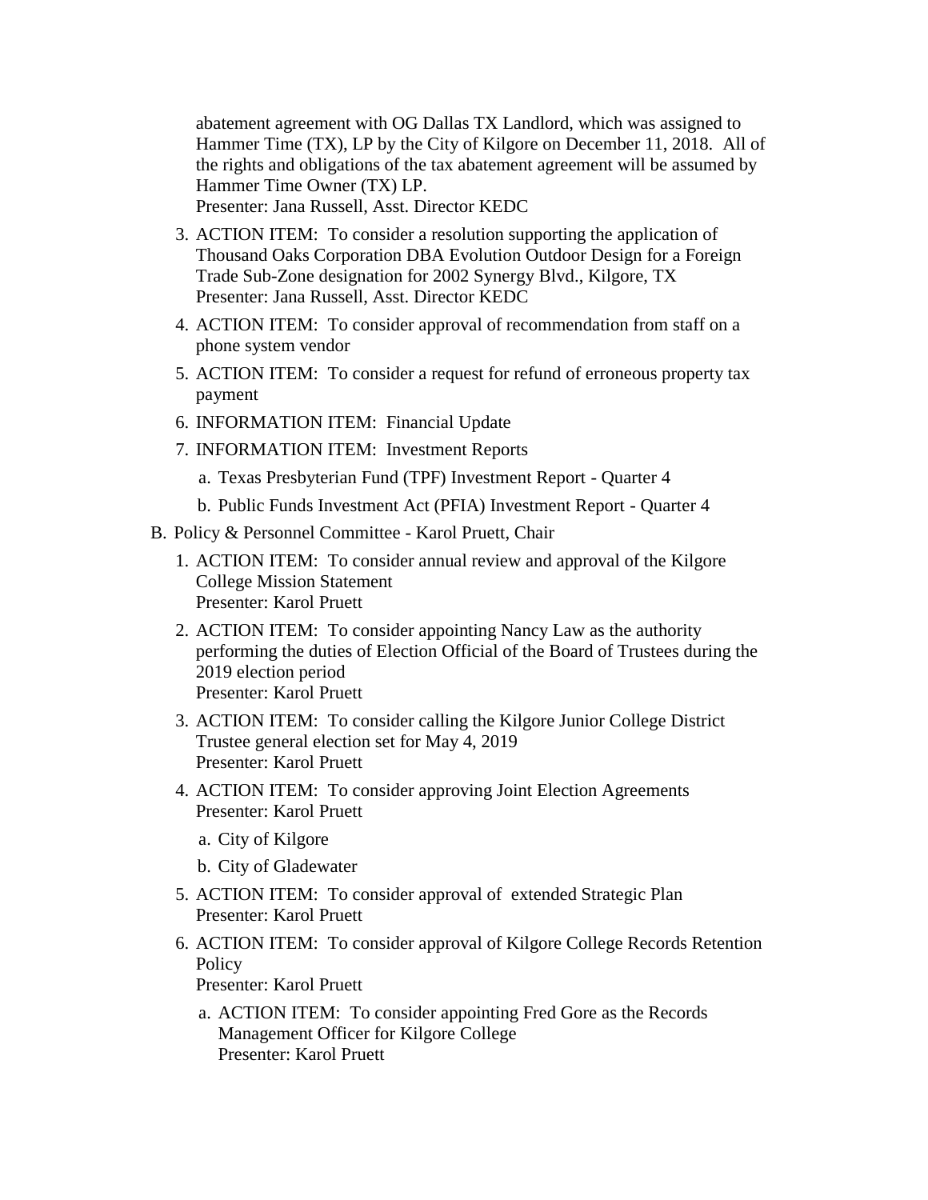abatement agreement with OG Dallas TX Landlord, which was assigned to Hammer Time (TX), LP by the City of Kilgore on December 11, 2018. All of the rights and obligations of the tax abatement agreement will be assumed by Hammer Time Owner (TX) LP.
Presenter: Jana Russell, Asst. Director KEDC

3. ACTION ITEM: To consider a resolution supporting the application of Thousand Oaks Corporation DBA Evolution Outdoor Design for a Foreign Trade Sub-Zone designation for 2002 Synergy Blvd., Kilgore, TX
   Presenter: Jana Russell, Asst. Director KEDC
4. ACTION ITEM: To consider approval of recommendation from staff on a phone system vendor
5. ACTION ITEM: To consider a request for refund of erroneous property tax payment
6. INFORMATION ITEM: Financial Update
7. INFORMATION ITEM: Investment Reports
   a. Texas Presbyterian Fund (TPF) Investment Report - Quarter 4
   b. Public Funds Investment Act (PFIA) Investment Report - Quarter 4

B. Policy & Personnel Committee - Karol Pruett, Chair

1. ACTION ITEM: To consider annual review and approval of the Kilgore College Mission Statement
   Presenter: Karol Pruett
2. ACTION ITEM: To consider appointing Nancy Law as the authority performing the duties of Election Official of the Board of Trustees during the 2019 election period
   Presenter: Karol Pruett
3. ACTION ITEM: To consider calling the Kilgore Junior College District Trustee general election set for May 4, 2019
   Presenter: Karol Pruett
4. ACTION ITEM: To consider approving Joint Election Agreements
   Presenter: Karol Pruett
   a. City of Kilgore
   b. City of Gladewater
5. ACTION ITEM: To consider approval of extended Strategic Plan
   Presenter: Karol Pruett
6. ACTION ITEM: To consider approval of Kilgore College Records Retention Policy
   Presenter: Karol Pruett
   a. ACTION ITEM: To consider appointing Fred Gore as the Records Management Officer for Kilgore College
      Presenter: Karol Pruett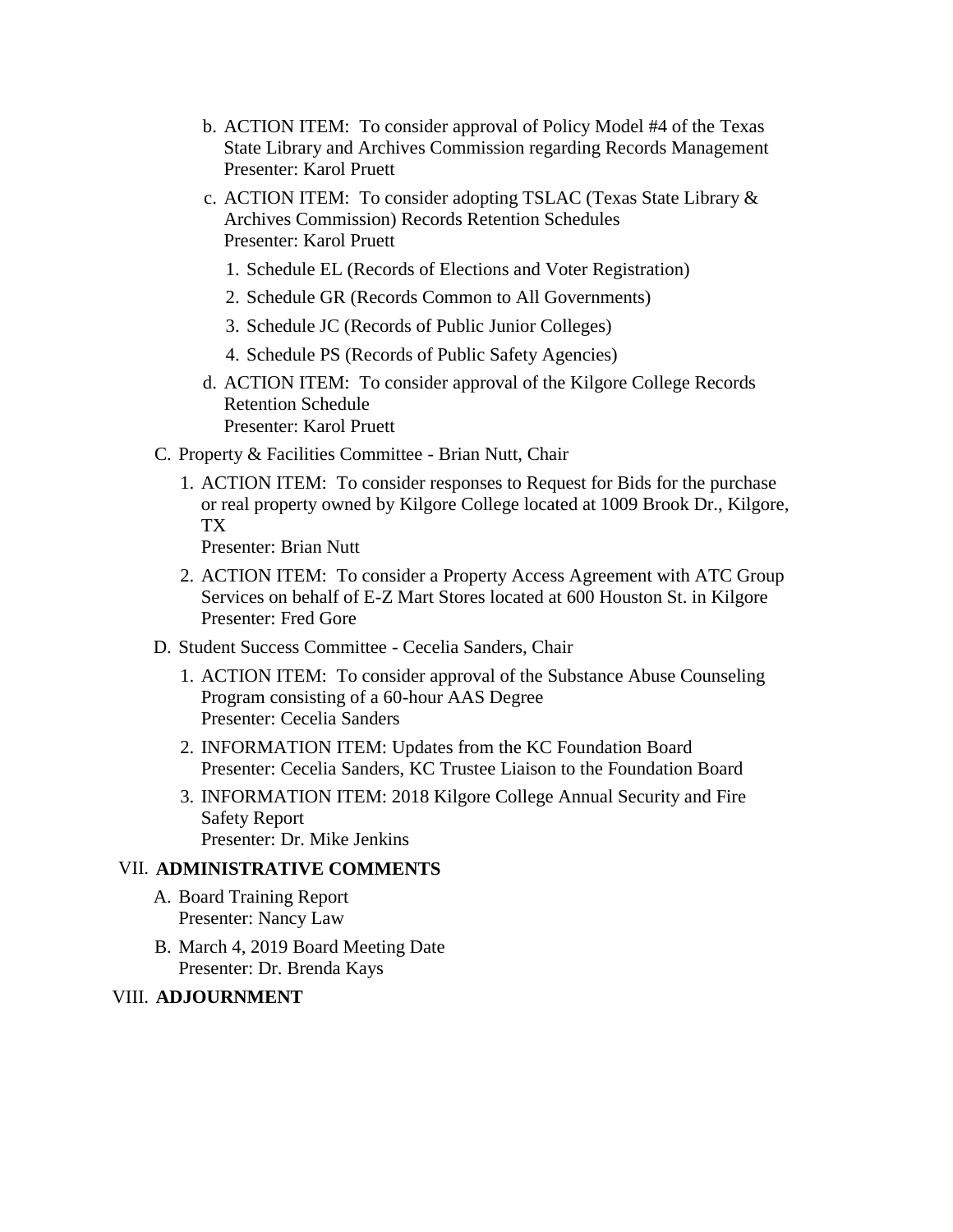b. ACTION ITEM: To consider approval of Policy Model #4 of the Texas State Library and Archives Commission regarding Records Management
   Presenter: Karol Pruett

c. ACTION ITEM: To consider adopting TSLAC (Texas State Library & Archives Commission) Records Retention Schedules
   Presenter: Karol Pruett

   1. Schedule EL (Records of Elections and Voter Registration)
   2. Schedule GR (Records Common to All Governments)
   3. Schedule JC (Records of Public Junior Colleges)
   4. Schedule PS (Records of Public Safety Agencies)

d. ACTION ITEM: To consider approval of the Kilgore College Records Retention Schedule
   Presenter: Karol Pruett

C. Property & Facilities Committee - Brian Nutt, Chair

   1. ACTION ITEM: To consider responses to Request for Bids for the purchase or real property owned by Kilgore College located at 1009 Brook Dr., Kilgore, TX
      Presenter: Brian Nutt
   2. ACTION ITEM: To consider a Property Access Agreement with ATC Group Services on behalf of E-Z Mart Stores located at 600 Houston St. in Kilgore
      Presenter: Fred Gore

D. Student Success Committee - Cecelia Sanders, Chair

   1. ACTION ITEM: To consider approval of the Substance Abuse Counseling Program consisting of a 60-hour AAS Degree
      Presenter: Cecelia Sanders
   2. INFORMATION ITEM: Updates from the KC Foundation Board
      Presenter: Cecelia Sanders, KC Trustee Liaison to the Foundation Board
   3. INFORMATION ITEM: 2018 Kilgore College Annual Security and Fire Safety Report
      Presenter: Dr. Mike Jenkins

VII. **ADMINISTRATIVE COMMENTS**

A. Board Training Report
   Presenter: Nancy Law

B. March 4, 2019 Board Meeting Date
   Presenter: Dr. Brenda Kays

VIII. **ADJOURNMENT**